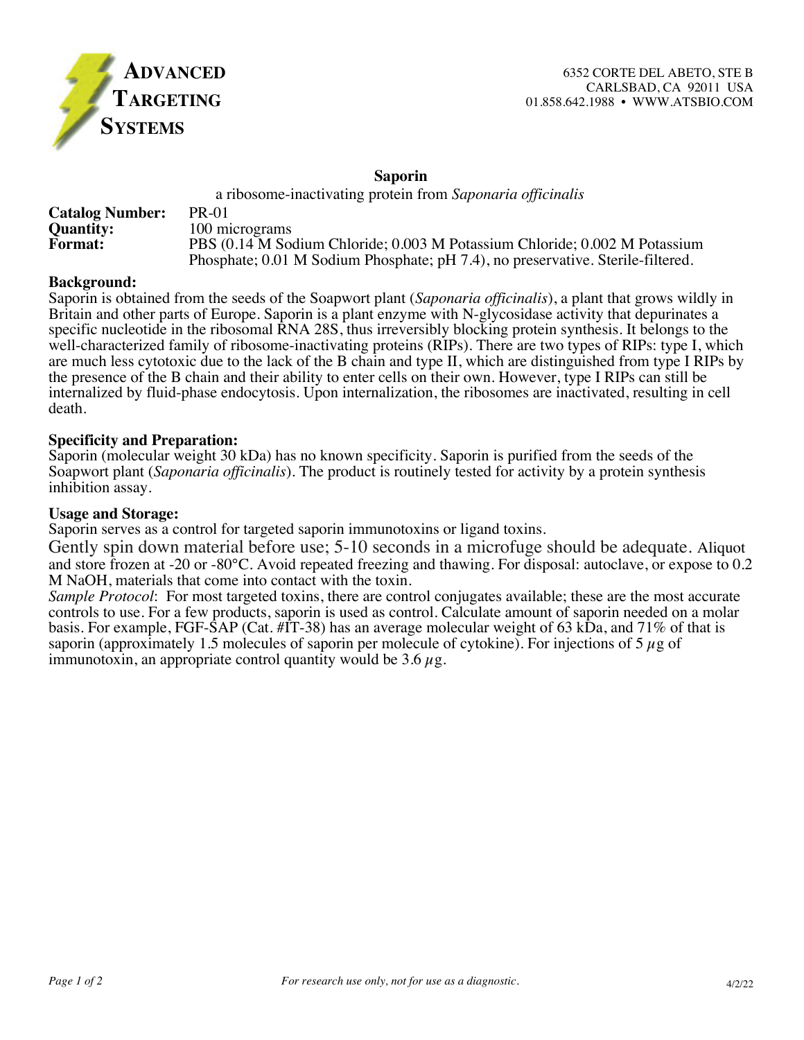**ADVANCED TARGETING SYSTEMS**

6352 CORTE DEL ABETO, STE B
CARLSBAD, CA 92011 USA
01.858.642.1988 • WWW.ATSBIO.COM

# Saporin

a ribosome-inactivating protein from *Saponaria officinalis*

**Catalog Number:** PR-01
**Quantity:** 100 micrograms
**Format:** PBS (0.14 M Sodium Chloride; 0.003 M Potassium Chloride; 0.002 M Potassium Phosphate; 0.01 M Sodium Phosphate; pH 7.4), no preservative. Sterile-filtered.

## Background:

Saporin is obtained from the seeds of the Soapwort plant (*Saponaria officinalis*), a plant that grows wildly in Britain and other parts of Europe. Saporin is a plant enzyme with N-glycosidase activity that depurinates a specific nucleotide in the ribosomal RNA 28S, thus irreversibly blocking protein synthesis. It belongs to the well-characterized family of ribosome-inactivating proteins (RIPs). There are two types of RIPs: type I, which are much less cytotoxic due to the lack of the B chain and type II, which are distinguished from type I RIPs by the presence of the B chain and their ability to enter cells on their own. However, type I RIPs can still be internalized by fluid-phase endocytosis. Upon internalization, the ribosomes are inactivated, resulting in cell death.

## Specificity and Preparation:

Saporin (molecular weight 30 kDa) has no known specificity. Saporin is purified from the seeds of the Soapwort plant (*Saponaria officinalis*). The product is routinely tested for activity by a protein synthesis inhibition assay.

## Usage and Storage:

Saporin serves as a control for targeted saporin immunotoxins or ligand toxins.

Gently spin down material before use; 5-10 seconds in a microfuge should be adequate. Aliquot and store frozen at -20 or -80°C. Avoid repeated freezing and thawing. For disposal: autoclave, or expose to 0.2 M NaOH, materials that come into contact with the toxin.

*Sample Protocol*: For most targeted toxins, there are control conjugates available; these are the most accurate controls to use. For a few products, saporin is used as control. Calculate amount of saporin needed on a molar basis. For example, FGF-SAP (Cat. #IT-38) has an average molecular weight of 63 kDa, and 71% of that is saporin (approximately 1.5 molecules of saporin per molecule of cytokine). For injections of 5 $\mu$g of immunotoxin, an appropriate control quantity would be 3.6 $\mu$g.

*For research use only, not for use as a diagnostic.*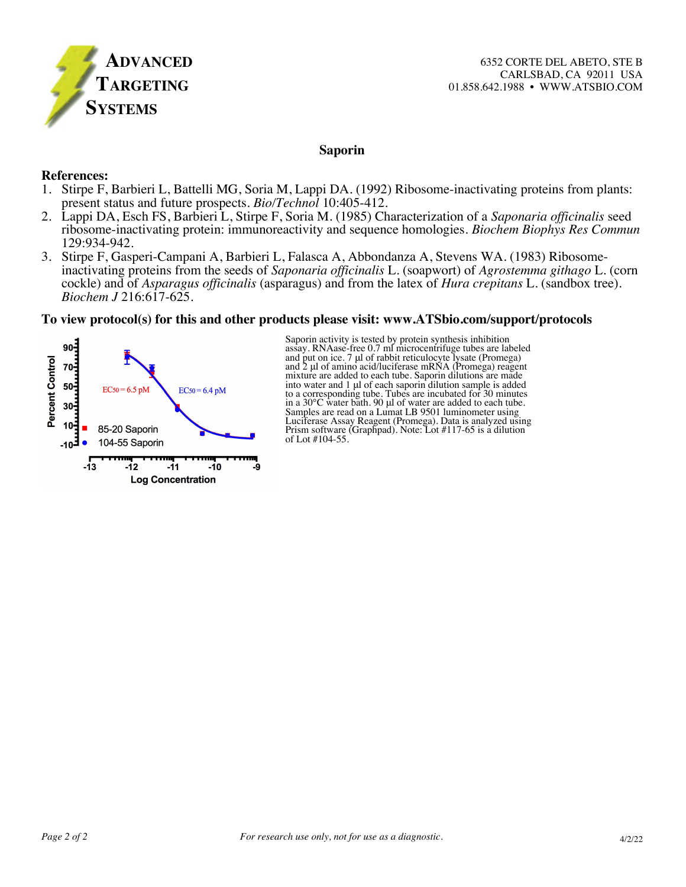# Saporin

**References:**

1. Stirpe F, Barbieri L, Battelli MG, Soria M, Lappi DA. (1992) Ribosome-inactivating proteins from plants: present status and future prospects. *Bio/Technol* 10:405-412.
2. Lappi DA, Esch FS, Barbieri L, Stirpe F, Soria M. (1985) Characterization of a *Saponaria officinalis* seed ribosome-inactivating protein: immunoreactivity and sequence homologies. *Biochem Biophys Res Commun* 129:934-942.
3. Stirpe F, Gasperi-Campani A, Barbieri L, Falasca A, Abbondanza A, Stevens WA. (1983) Ribosome-inactivating proteins from the seeds of *Saponaria officinalis* L. (soapwort) of *Agrostemma githago* L. (corn cockle) and of *Asparagus officinalis* (asparagus) and from the latex of *Hura crepitans* L. (sandbox tree). *Biochem J* 216:617-625.

**To view protocol(s) for this and other products please visit: www.ATSbio.com/support/protocols**

Percent Control

90
70
50
30
10
-10

-13
-12
-11
-10
-9

Log Concentration

$EC_{50}$ = 6.5 pM

$EC_{50}$ = 6.4 pM

85-20 Saporin

104-55 Saporin

Saporin activity is tested by protein synthesis inhibition assay. RNAase-free 0.7 ml microcentrifuge tubes are labeled and put on ice. 7 µl of rabbit reticulocyte lysate (Promega) and 2 µl of amino acid/luciferase mRNA (Promega) reagent mixture are added to each tube. Saporin dilutions are made into water and 1 µl of each saporin dilution sample is added to a corresponding tube. Tubes are incubated for 30 minutes in a 30°C water bath. 90 µl of water are added to each tube. Samples are read on a Lumat LB 9501 luminometer using Luciferase Assay Reagent (Promega). Data is analyzed using Prism software (Graphpad). Note: Lot #117-65 is a dilution of Lot #104-55.

*For research use only, not for use as a diagnostic.*

4/2/22